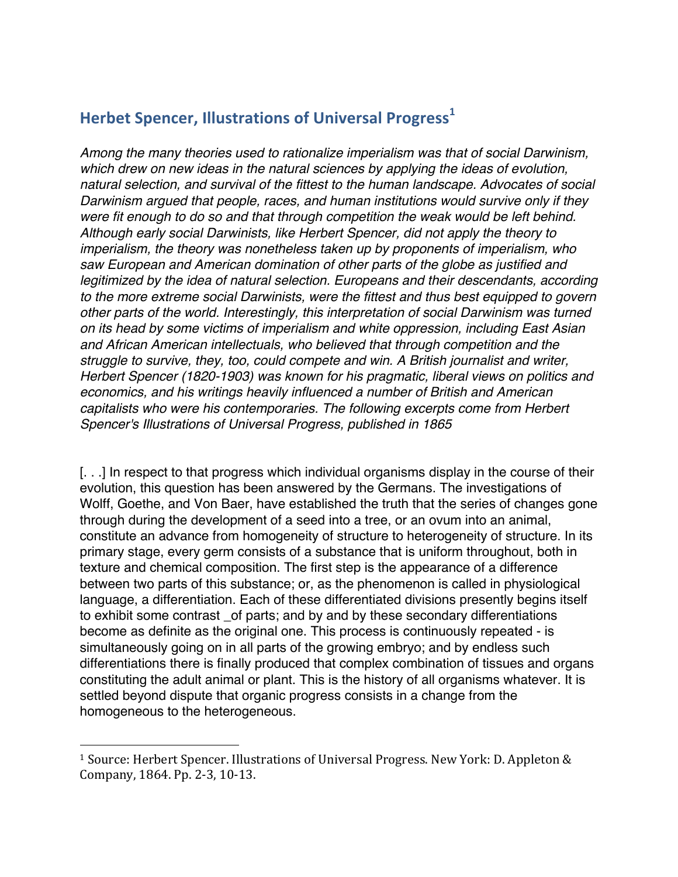## Herbet Spencer, Illustrations of Universal Progress[1]

*Among the many theories used to rationalize imperialism was that of social Darwinism, which drew on new ideas in the natural sciences by applying the ideas of evolution, natural selection, and survival of the fittest to the human landscape. Advocates of social Darwinism argued that people, races, and human institutions would survive only if they were fit enough to do so and that through competition the weak would be left behind. Although early social Darwinists, like Herbert Spencer, did not apply the theory to imperialism, the theory was nonetheless taken up by proponents of imperialism, who saw European and American domination of other parts of the globe as justified and legitimized by the idea of natural selection. Europeans and their descendants, according to the more extreme social Darwinists, were the fittest and thus best equipped to govern other parts of the world. Interestingly, this interpretation of social Darwinism was turned on its head by some victims of imperialism and white oppression, including East Asian and African American intellectuals, who believed that through competition and the struggle to survive, they, too, could compete and win. A British journalist and writer, Herbert Spencer (1820-1903) was known for his pragmatic, liberal views on politics and economics, and his writings heavily influenced a number of British and American capitalists who were his contemporaries. The following excerpts come from Herbert Spencer's Illustrations of Universal Progress, published in 1865*

[. . .] In respect to that progress which individual organisms display in the course of their evolution, this question has been answered by the Germans. The investigations of Wolff, Goethe, and Von Baer, have established the truth that the series of changes gone through during the development of a seed into a tree, or an ovum into an animal, constitute an advance from homogeneity of structure to heterogeneity of structure. In its primary stage, every germ consists of a substance that is uniform throughout, both in texture and chemical composition. The first step is the appearance of a difference between two parts of this substance; or, as the phenomenon is called in physiological language, a differentiation. Each of these differentiated divisions presently begins itself to exhibit some contrast _of parts; and by and by these secondary differentiations become as definite as the original one. This process is continuously repeated - is simultaneously going on in all parts of the growing embryo; and by endless such differentiations there is finally produced that complex combination of tissues and organs constituting the adult animal or plant. This is the history of all organisms whatever. It is settled beyond dispute that organic progress consists in a change from the homogeneous to the heterogeneous.

---

[1] Source: Herbert Spencer. Illustrations of Universal Progress. New York: D. Appleton & Company, 1864. Pp. 2-3, 10-13.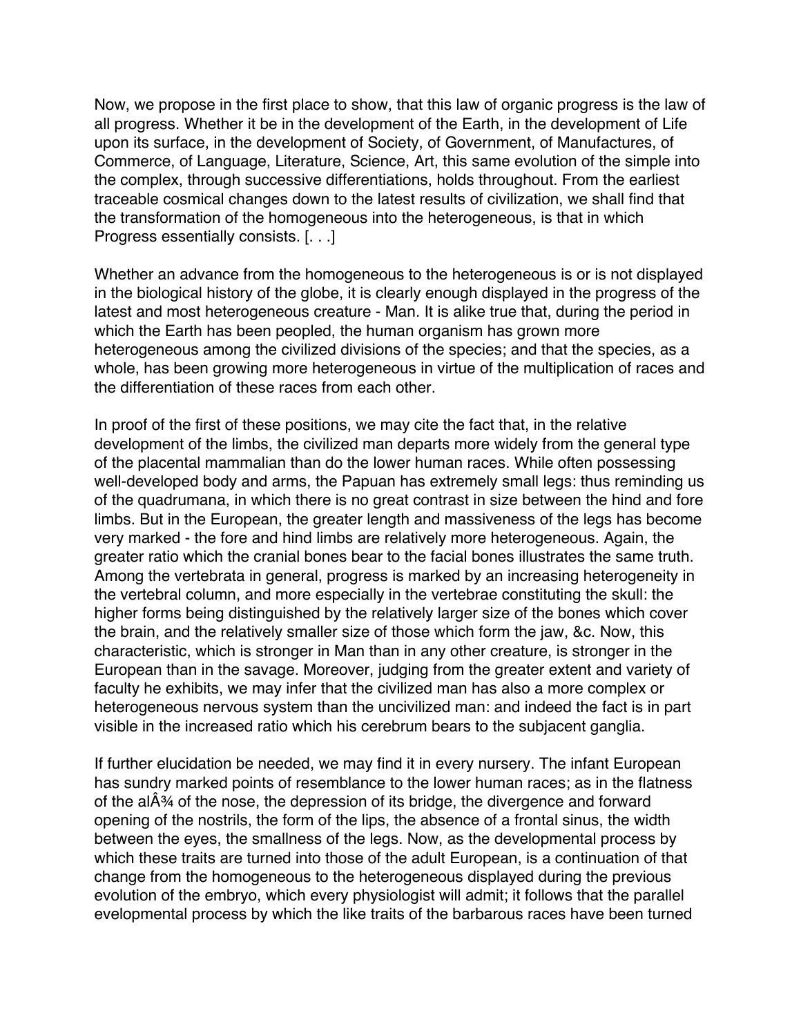Now, we propose in the first place to show, that this law of organic progress is the law of all progress. Whether it be in the development of the Earth, in the development of Life upon its surface, in the development of Society, of Government, of Manufactures, of Commerce, of Language, Literature, Science, Art, this same evolution of the simple into the complex, through successive differentiations, holds throughout. From the earliest traceable cosmical changes down to the latest results of civilization, we shall find that the transformation of the homogeneous into the heterogeneous, is that in which Progress essentially consists. [. . .]

Whether an advance from the homogeneous to the heterogeneous is or is not displayed in the biological history of the globe, it is clearly enough displayed in the progress of the latest and most heterogeneous creature - Man. It is alike true that, during the period in which the Earth has been peopled, the human organism has grown more heterogeneous among the civilized divisions of the species; and that the species, as a whole, has been growing more heterogeneous in virtue of the multiplication of races and the differentiation of these races from each other.

In proof of the first of these positions, we may cite the fact that, in the relative development of the limbs, the civilized man departs more widely from the general type of the placental mammalian than do the lower human races. While often possessing well-developed body and arms, the Papuan has extremely small legs: thus reminding us of the quadrumana, in which there is no great contrast in size between the hind and fore limbs. But in the European, the greater length and massiveness of the legs has become very marked - the fore and hind limbs are relatively more heterogeneous. Again, the greater ratio which the cranial bones bear to the facial bones illustrates the same truth. Among the vertebrata in general, progress is marked by an increasing heterogeneity in the vertebral column, and more especially in the vertebrae constituting the skull: the higher forms being distinguished by the relatively larger size of the bones which cover the brain, and the relatively smaller size of those which form the jaw, &c. Now, this characteristic, which is stronger in Man than in any other creature, is stronger in the European than in the savage. Moreover, judging from the greater extent and variety of faculty he exhibits, we may infer that the civilized man has also a more complex or heterogeneous nervous system than the uncivilized man: and indeed the fact is in part visible in the increased ratio which his cerebrum bears to the subjacent ganglia.

If further elucidation be needed, we may find it in every nursery. The infant European has sundry marked points of resemblance to the lower human races; as in the flatness of the alÂ¾ of the nose, the depression of its bridge, the divergence and forward opening of the nostrils, the form of the lips, the absence of a frontal sinus, the width between the eyes, the smallness of the legs. Now, as the developmental process by which these traits are turned into those of the adult European, is a continuation of that change from the homogeneous to the heterogeneous displayed during the previous evolution of the embryo, which every physiologist will admit; it follows that the parallel evelopmental process by which the like traits of the barbarous races have been turned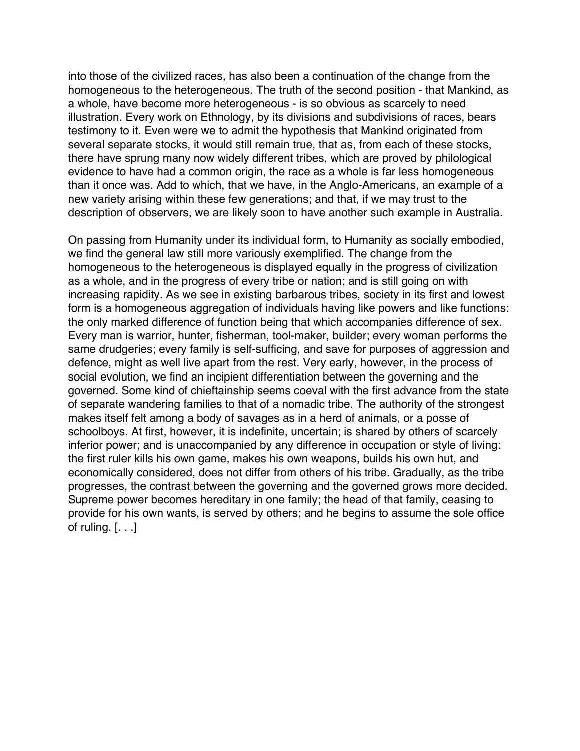into those of the civilized races, has also been a continuation of the change from the homogeneous to the heterogeneous. The truth of the second position - that Mankind, as a whole, have become more heterogeneous - is so obvious as scarcely to need illustration. Every work on Ethnology, by its divisions and subdivisions of races, bears testimony to it. Even were we to admit the hypothesis that Mankind originated from several separate stocks, it would still remain true, that as, from each of these stocks, there have sprung many now widely different tribes, which are proved by philological evidence to have had a common origin, the race as a whole is far less homogeneous than it once was. Add to which, that we have, in the Anglo-Americans, an example of a new variety arising within these few generations; and that, if we may trust to the description of observers, we are likely soon to have another such example in Australia.

On passing from Humanity under its individual form, to Humanity as socially embodied, we find the general law still more variously exemplified. The change from the homogeneous to the heterogeneous is displayed equally in the progress of civilization as a whole, and in the progress of every tribe or nation; and is still going on with increasing rapidity. As we see in existing barbarous tribes, society in its first and lowest form is a homogeneous aggregation of individuals having like powers and like functions: the only marked difference of function being that which accompanies difference of sex. Every man is warrior, hunter, fisherman, tool-maker, builder; every woman performs the same drudgeries; every family is self-sufficing, and save for purposes of aggression and defence, might as well live apart from the rest. Very early, however, in the process of social evolution, we find an incipient differentiation between the governing and the governed. Some kind of chieftainship seems coeval with the first advance from the state of separate wandering families to that of a nomadic tribe. The authority of the strongest makes itself felt among a body of savages as in a herd of animals, or a posse of schoolboys. At first, however, it is indefinite, uncertain; is shared by others of scarcely inferior power; and is unaccompanied by any difference in occupation or style of living: the first ruler kills his own game, makes his own weapons, builds his own hut, and economically considered, does not differ from others of his tribe. Gradually, as the tribe progresses, the contrast between the governing and the governed grows more decided. Supreme power becomes hereditary in one family; the head of that family, ceasing to provide for his own wants, is served by others; and he begins to assume the sole office of ruling. [. . .]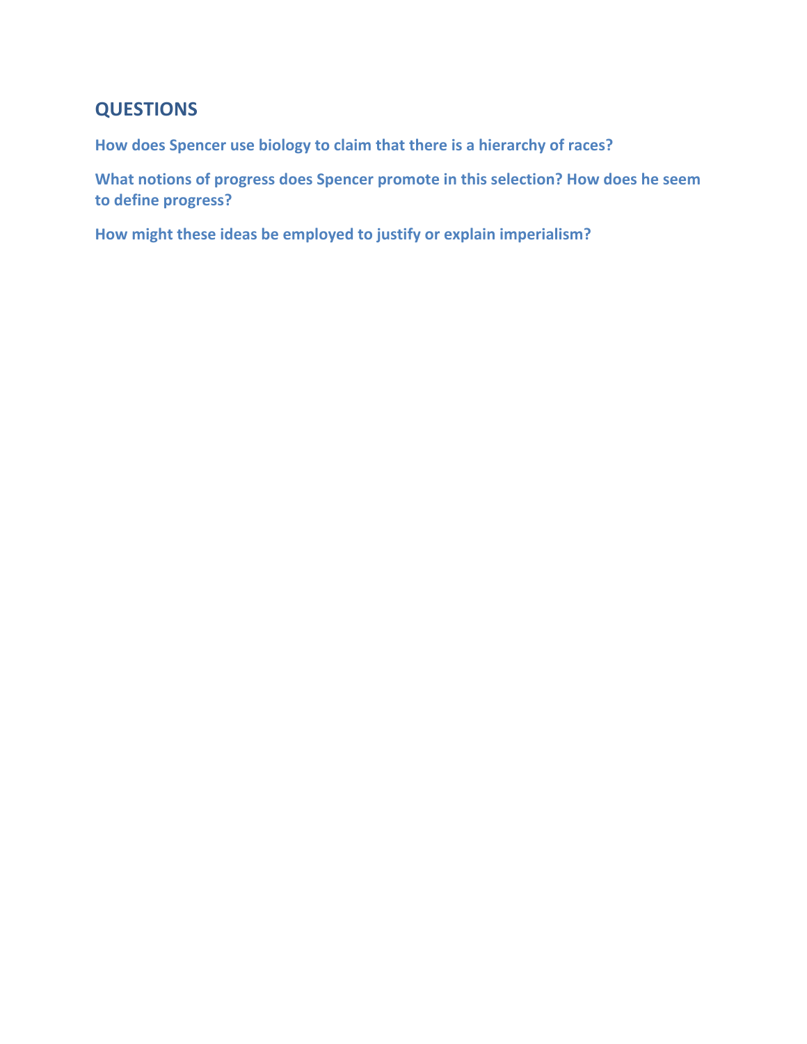## QUESTIONS

**How does Spencer use biology to claim that there is a hierarchy of races?**

**What notions of progress does Spencer promote in this selection? How does he seem to define progress?**

**How might these ideas be employed to justify or explain imperialism?**